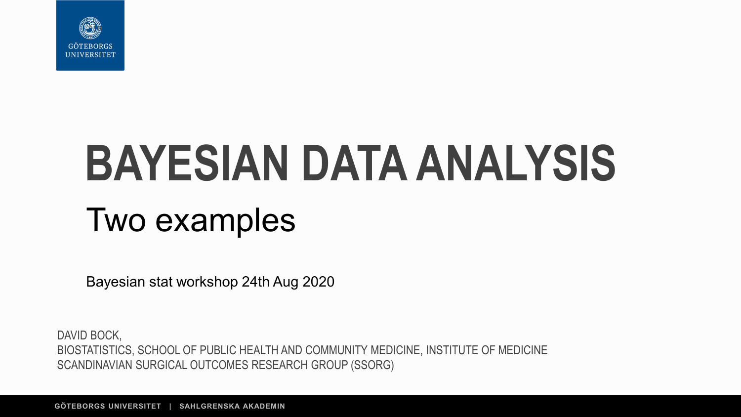# BAYESIAN DATA ANALYSIS

## Two examples

Bayesian stat workshop 24th Aug 2020

DAVID BOCK,
BIOSTATISTICS, SCHOOL OF PUBLIC HEALTH AND COMMUNITY MEDICINE, INSTITUTE OF MEDICINE
SCANDINAVIAN SURGICAL OUTCOMES RESEARCH GROUP (SSORG)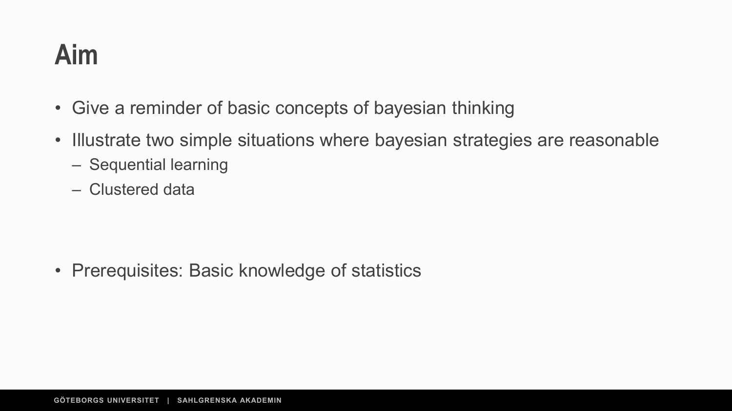# Aim

- Give a reminder of basic concepts of bayesian thinking
- Illustrate two simple situations where bayesian strategies are reasonable
  - Sequential learning
  - Clustered data

- Prerequisites: Basic knowledge of statistics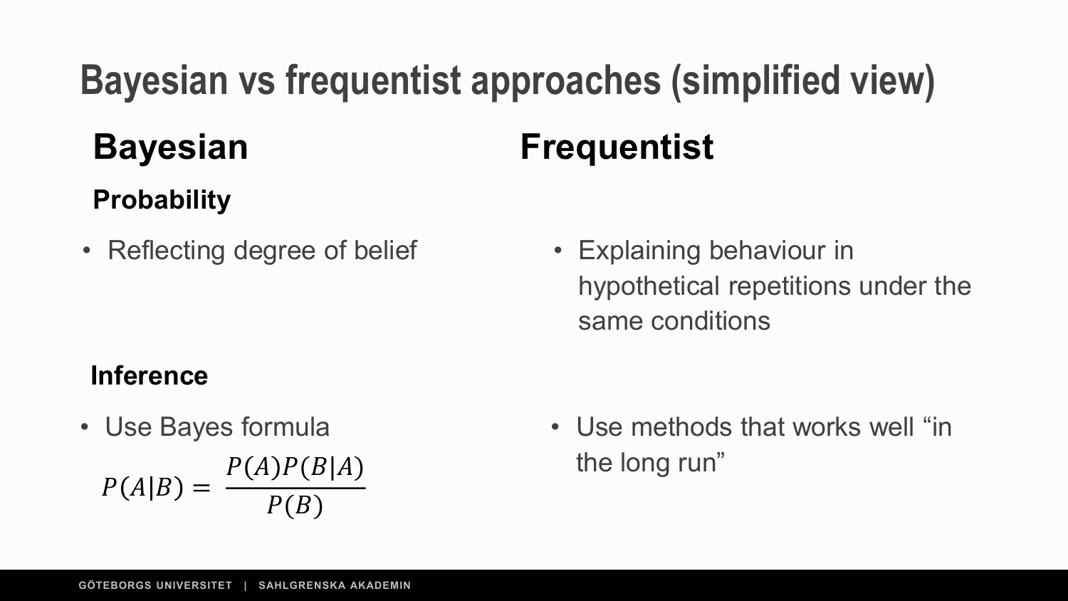# Bayesian vs frequentist approaches (simplified view)

## Bayesian

### Probability

- Reflecting degree of belief

### Inference

- Use Bayes formula

$$P(A|B) = \frac{P(A)P(B|A)}{P(B)}$$

## Frequentist

### Probability

- Explaining behaviour in hypothetical repetitions under the same conditions

### Inference

- Use methods that works well "in the long run"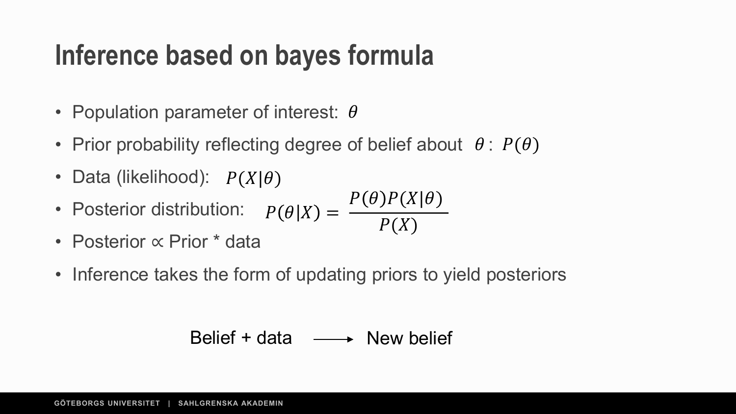# Inference based on bayes formula

- Population parameter of interest: $\theta$
- Prior probability reflecting degree of belief about $\theta$ : $P(\theta)$
- Data (likelihood): $P(X|\theta)$
- Posterior distribution: $P(\theta|X) = \dfrac{P(\theta)P(X|\theta)}{P(X)}$
- Posterior ∝ Prior * data
- Inference takes the form of updating priors to yield posteriors

Belief + data ⟶ New belief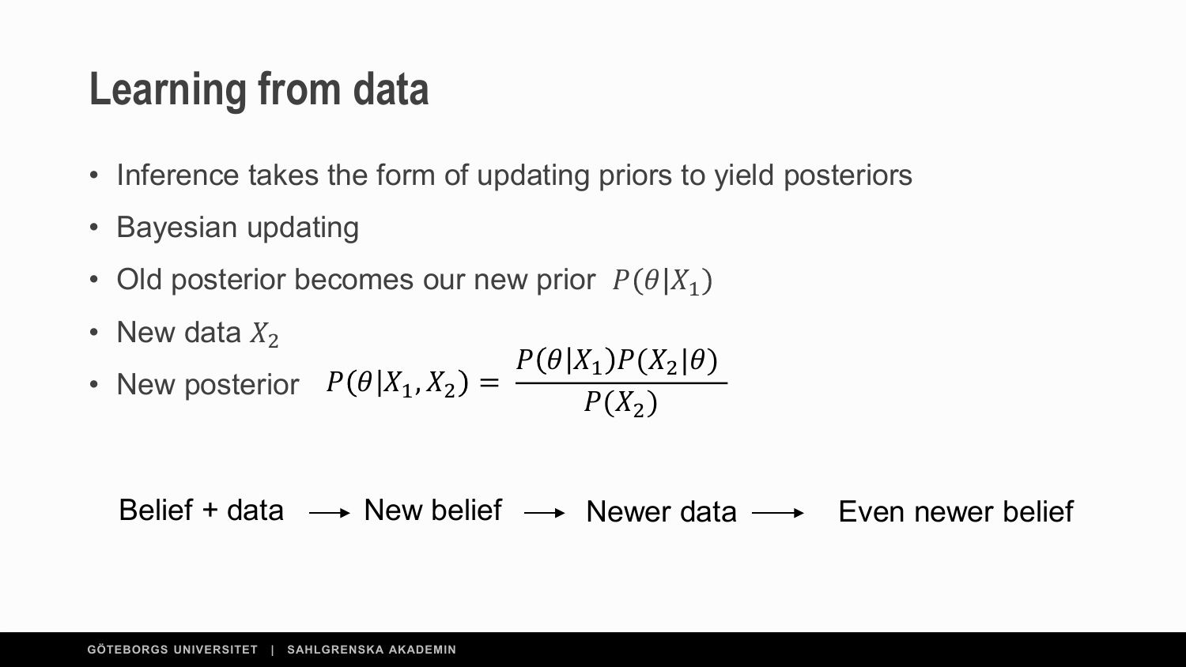# Learning from data

- Inference takes the form of updating priors to yield posteriors
- Bayesian updating
- Old posterior becomes our new prior $P(\theta|X_1)$
- New data $X_2$
- New posterior $P(\theta|X_1, X_2) = \dfrac{P(\theta|X_1)P(X_2|\theta)}{P(X_2)}$

Belief + data → New belief → Newer data → Even newer belief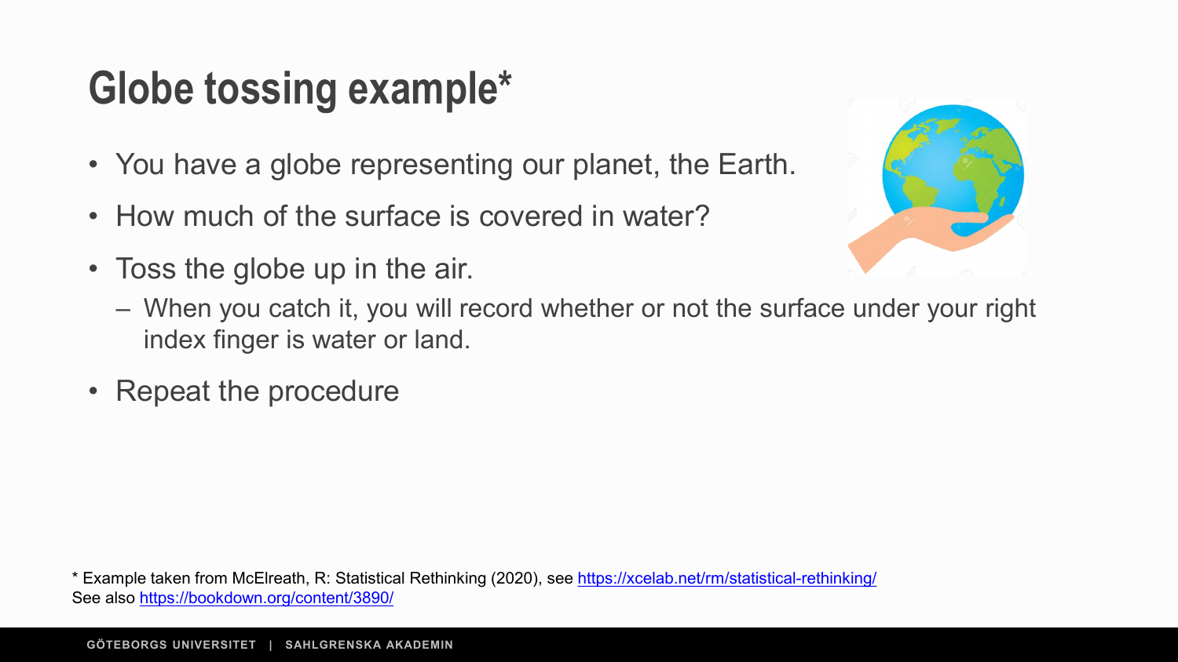# Globe tossing example*

- You have a globe representing our planet, the Earth.
- How much of the surface is covered in water?
- Toss the globe up in the air.
  - When you catch it, you will record whether or not the surface under your right index finger is water or land.
- Repeat the procedure

* Example taken from McElreath, R: Statistical Rethinking (2020), see https://xcelab.net/rm/statistical-rethinking/
See also https://bookdown.org/content/3890/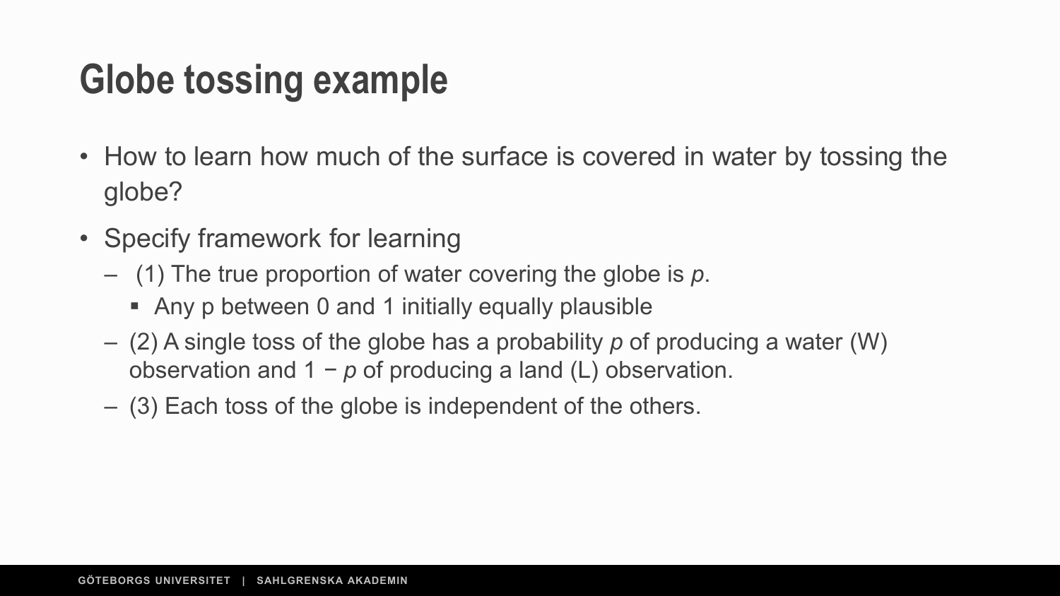# Globe tossing example

- How to learn how much of the surface is covered in water by tossing the globe?
- Specify framework for learning
  - (1) The true proportion of water covering the globe is $p$.
    - Any p between 0 and 1 initially equally plausible
  - (2) A single toss of the globe has a probability $p$ of producing a water (W) observation and $1 - p$ of producing a land (L) observation.
  - (3) Each toss of the globe is independent of the others.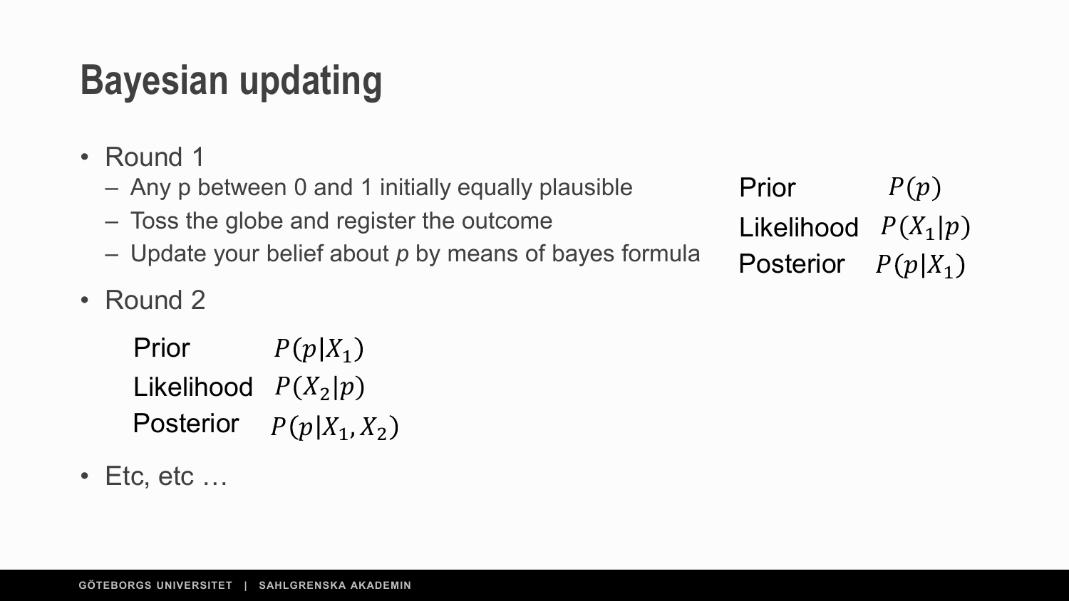# Bayesian updating

- Round 1
  - Any p between 0 and 1 initially equally plausible
  - Toss the globe and register the outcome
  - Update your belief about *p* by means of bayes formula

| | |
|---|---|
| Prior | $P(p)$ |
| Likelihood | $P(X_1 \mid p)$ |
| Posterior | $P(p \mid X_1)$ |

- Round 2

| | |
|---|---|
| Prior | $P(p \mid X_1)$ |
| Likelihood | $P(X_2 \mid p)$ |
| Posterior | $P(p \mid X_1, X_2)$ |

- Etc, etc …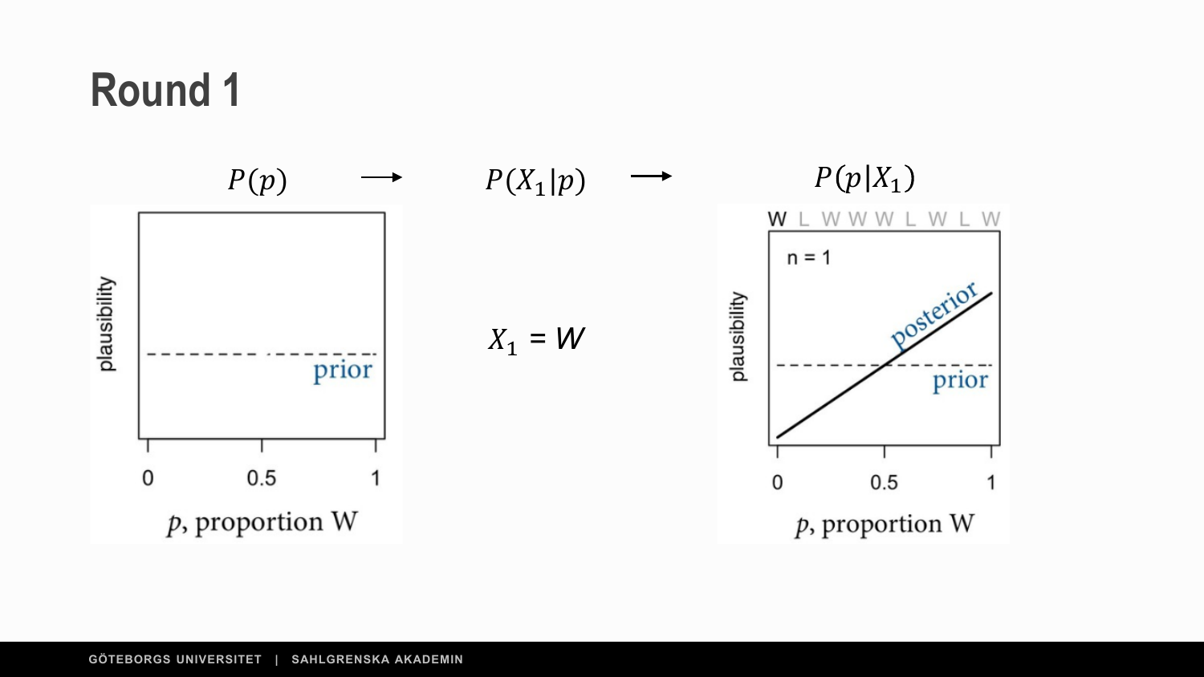# Round 1

$P(p)$ → $P(X_1|p)$ → $P(p|X_1)$

$X_1 = W$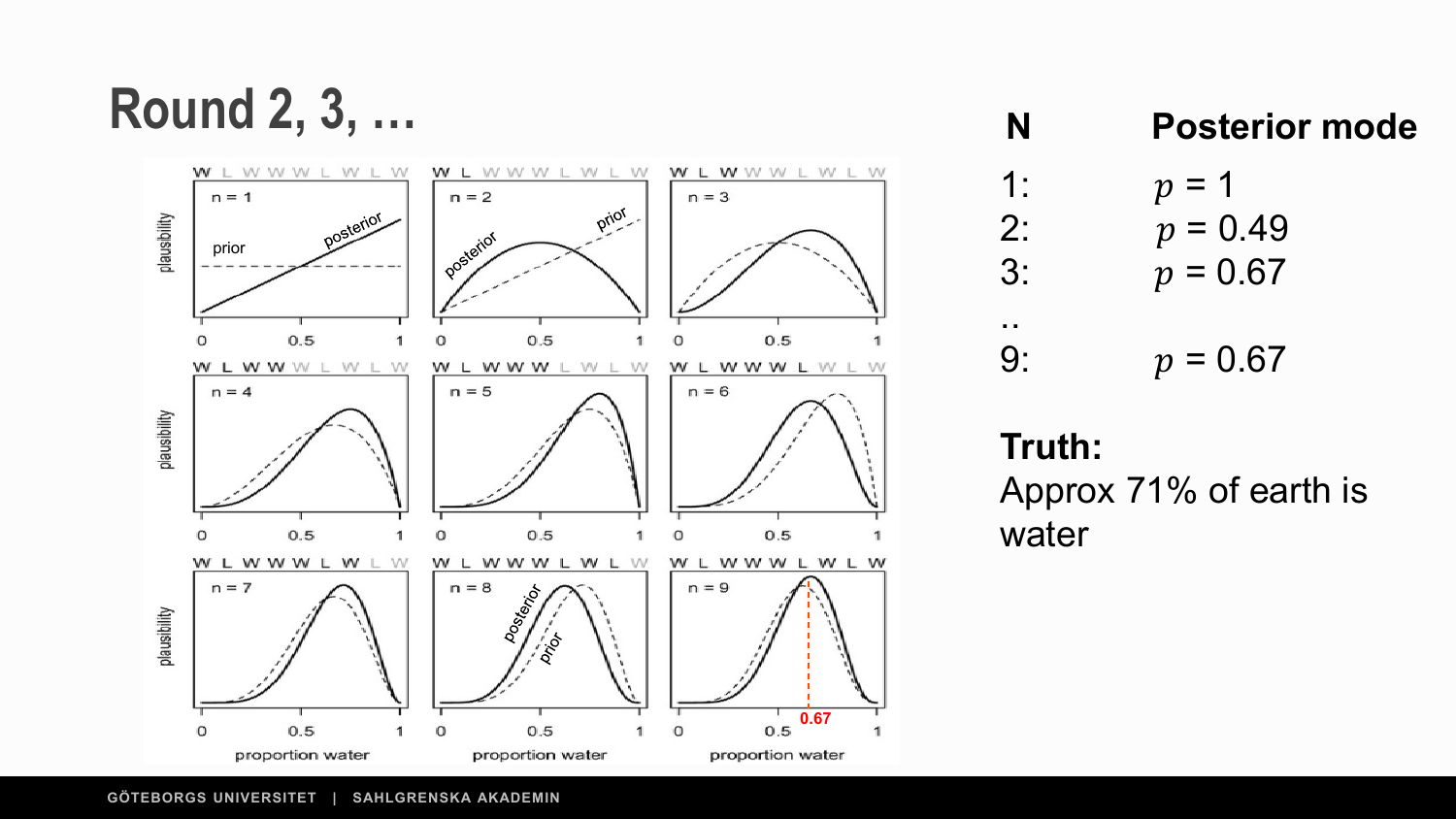# Round 2, 3, …

| N | Posterior mode |
|---|---|
| 1: | $p$ = 1 |
| 2: | $p$ = 0.49 |
| 3: | $p$ = 0.67 |
| .. | |
| 9: | $p$ = 0.67 |

**Truth:**
Approx 71% of earth is water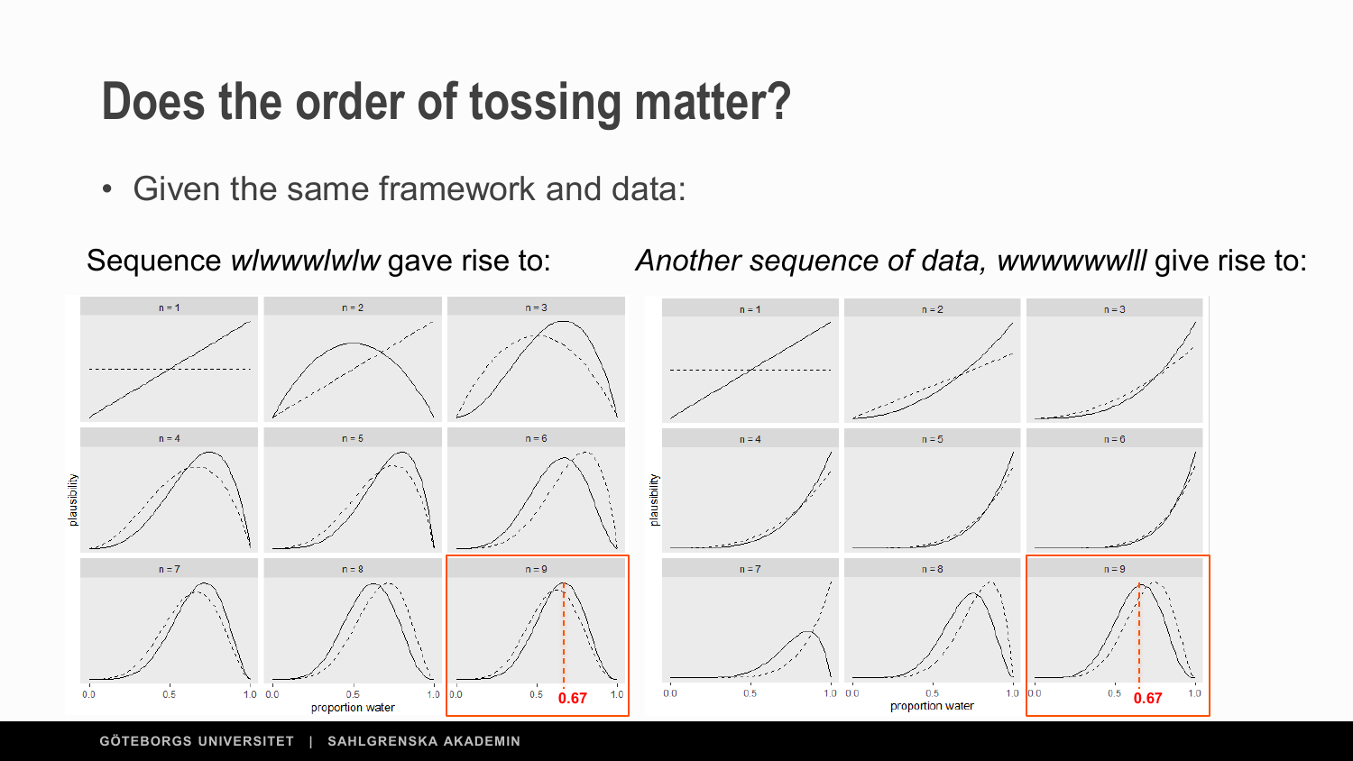# Does the order of tossing matter?

- Given the same framework and data:

Sequence *wlwwwlwlw* gave rise to:

*Another sequence of data, wwwwwwlll* give rise to: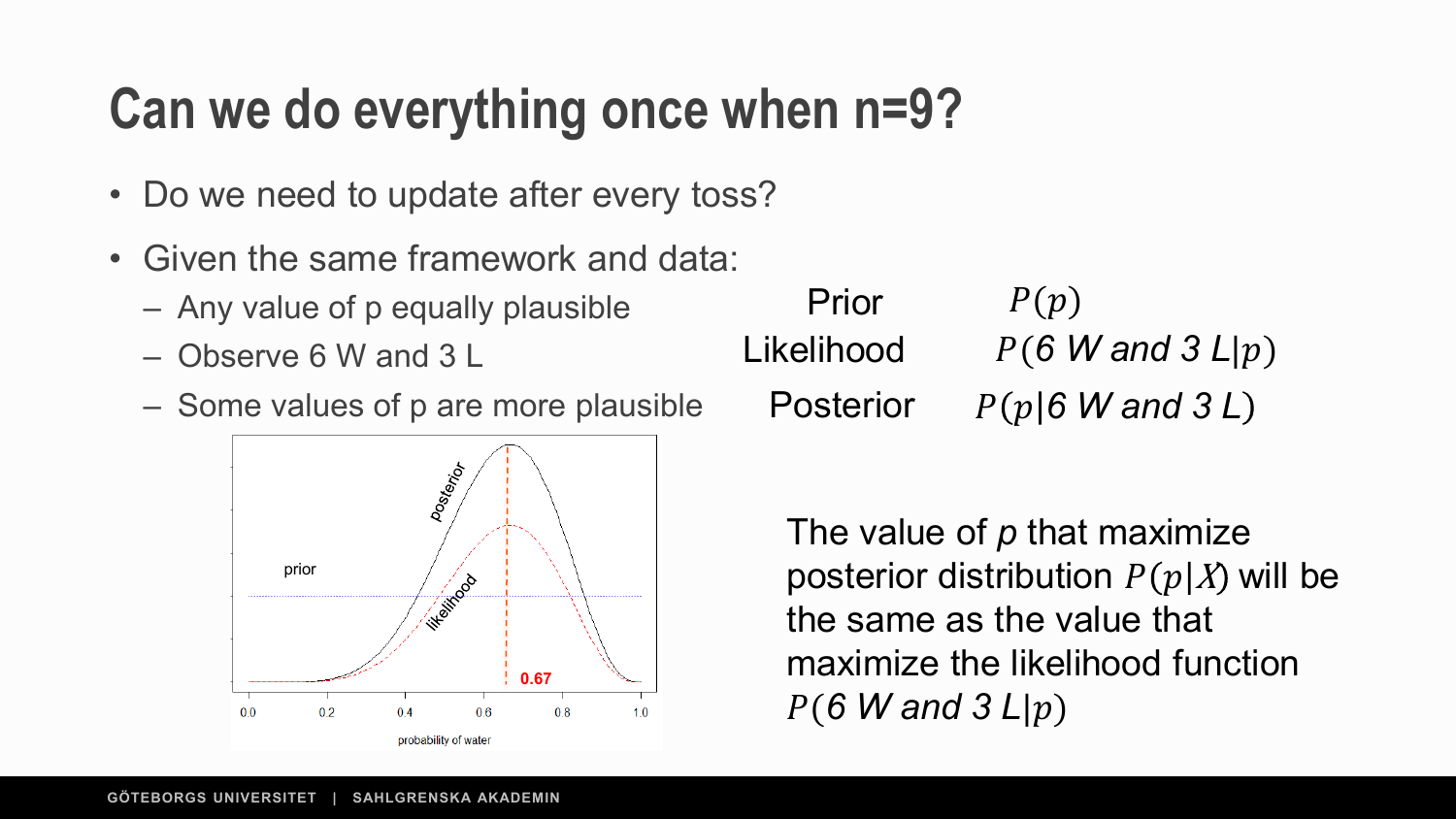# Can we do everything once when n=9?

- Do we need to update after every toss?
- Given the same framework and data:
  - Any value of p equally plausible
  - Observe 6 W and 3 L
  - Some values of p are more plausible

| | |
|---|---|
| Prior | $P(p)$ |
| Likelihood | $P(6\ W \text{ and } 3\ L \mid p)$ |
| Posterior | $P(p \mid 6\ W \text{ and } 3\ L)$ |

The value of $p$ that maximize posterior distribution $P(p|X)$ will be the same as the value that maximize the likelihood function $P(6\ W \text{ and } 3\ L \mid p)$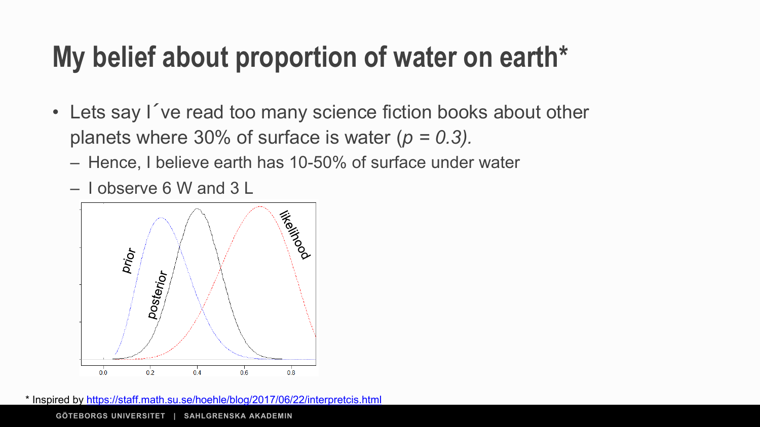# My belief about proportion of water on earth*

- Lets say I´ve read too many science fiction books about other planets where 30% of surface is water (*p = 0.3).*
  - Hence, I believe earth has 10-50% of surface under water
  - I observe 6 W and 3 L

\* Inspired by https://staff.math.su.se/hoehle/blog/2017/06/22/interpretcis.html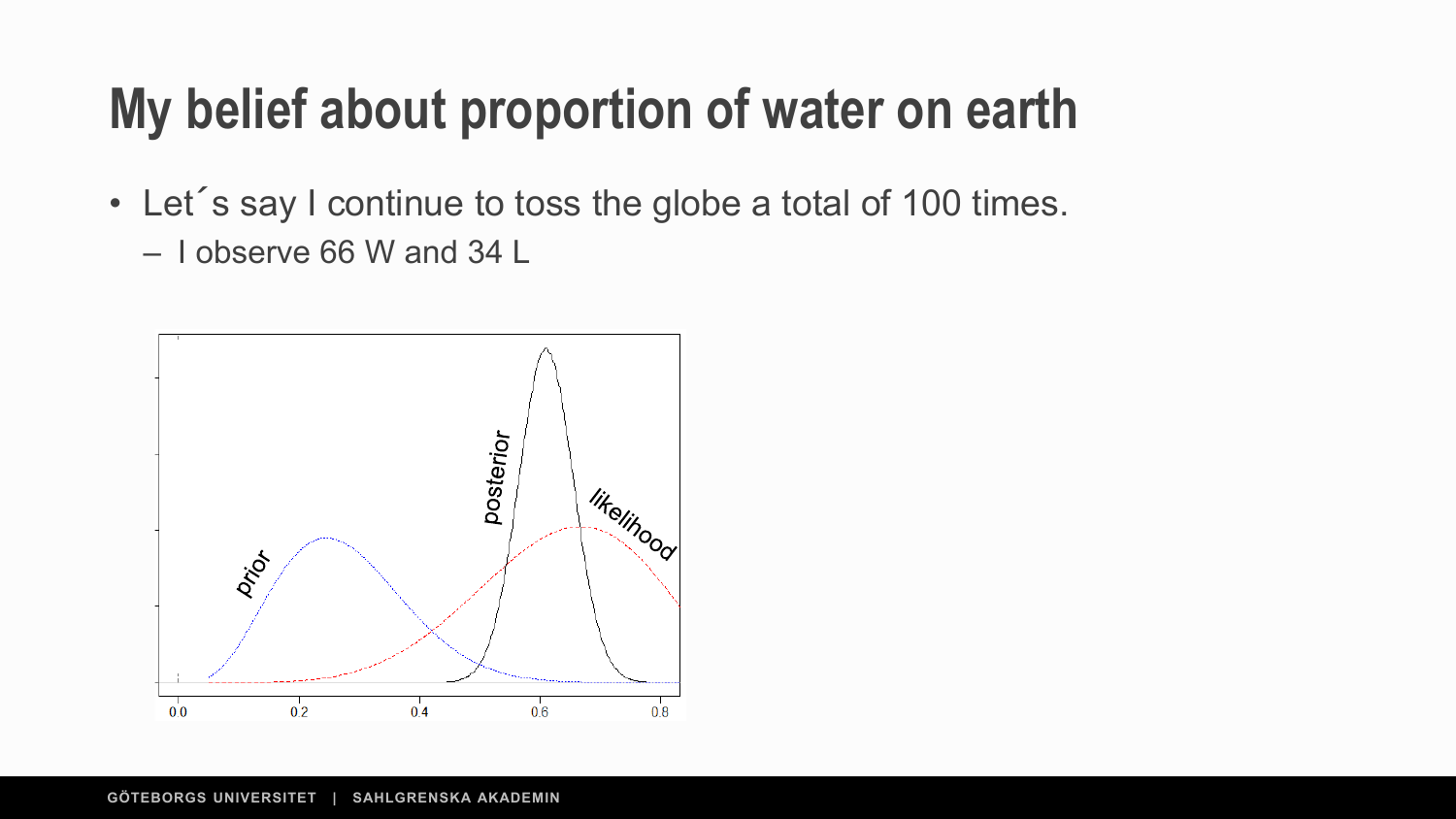# My belief about proportion of water on earth

- Let´s say I continue to toss the globe a total of 100 times.
  - I observe 66 W and 34 L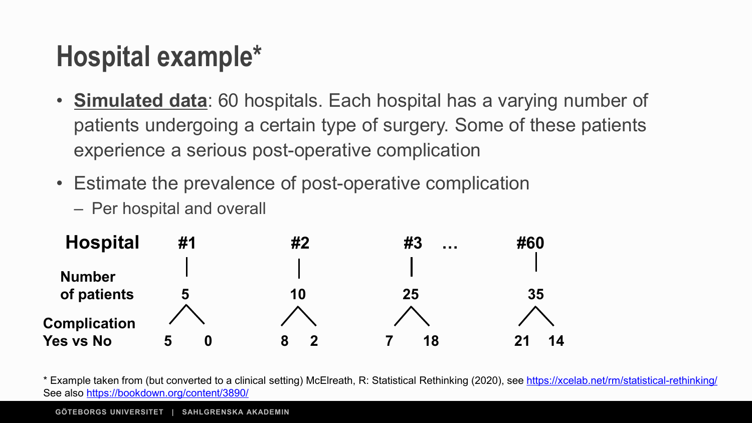# Hospital example*

- **Simulated data**: 60 hospitals. Each hospital has a varying number of patients undergoing a certain type of surgery. Some of these patients experience a serious post-operative complication
- Estimate the prevalence of post-operative complication
  - Per hospital and overall

| Hospital | #1 | #2 | #3 | … | #60 |
|---|---|---|---|---|---|
| Number of patients | 5 | 10 | 25 | | 35 |
| Complication Yes vs No | 5 0 | 8 2 | 7 18 | | 21 14 |

\* Example taken from (but converted to a clinical setting) McElreath, R: Statistical Rethinking (2020), see https://xcelab.net/rm/statistical-rethinking/
See also https://bookdown.org/content/3890/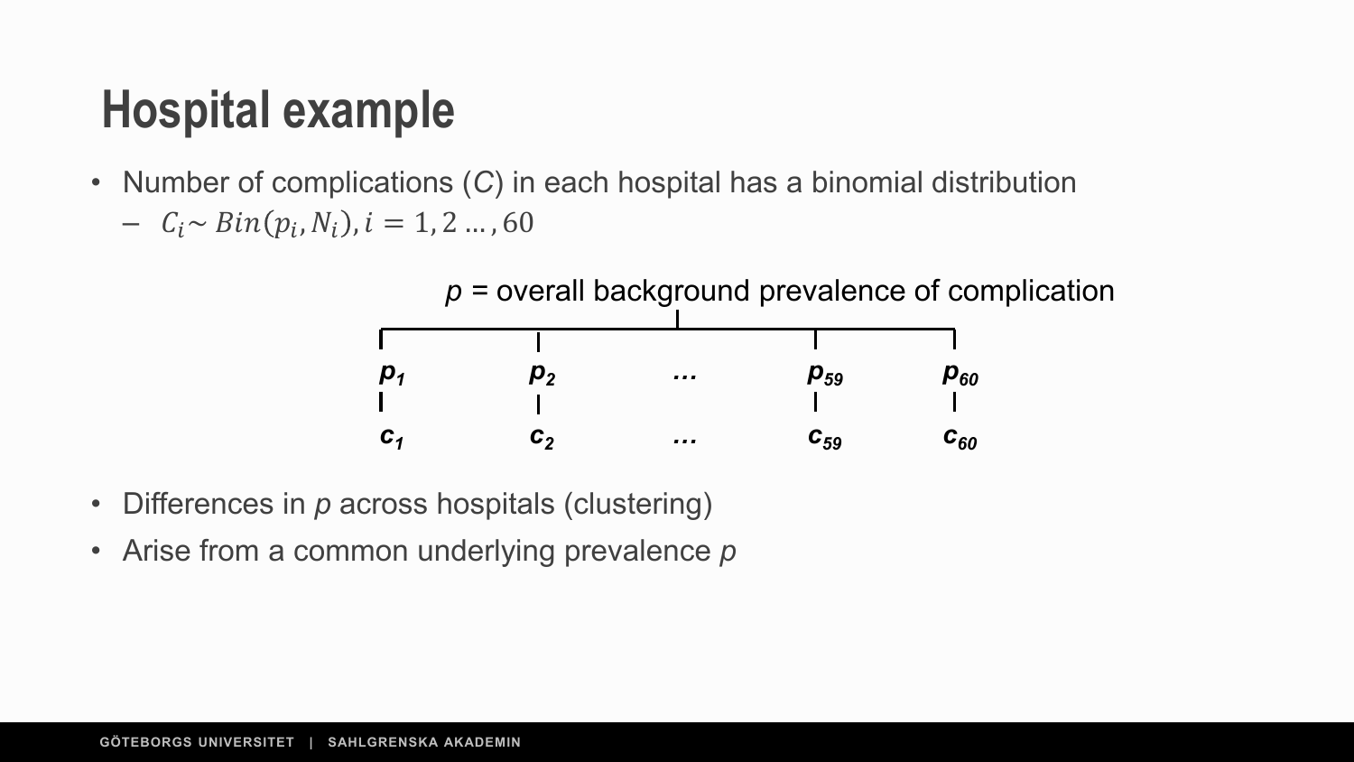# Hospital example

- Number of complications (*C*) in each hospital has a binomial distribution
  - $C_i \sim Bin(p_i, N_i), i = 1, 2 \ldots, 60$

*p* = overall background prevalence of complication

$p_1$ &nbsp;&nbsp; $p_2$ &nbsp;&nbsp; … &nbsp;&nbsp; $p_{59}$ &nbsp;&nbsp; $p_{60}$

$c_1$ &nbsp;&nbsp; $c_2$ &nbsp;&nbsp; … &nbsp;&nbsp; $c_{59}$ &nbsp;&nbsp; $c_{60}$

- Differences in *p* across hospitals (clustering)
- Arise from a common underlying prevalence *p*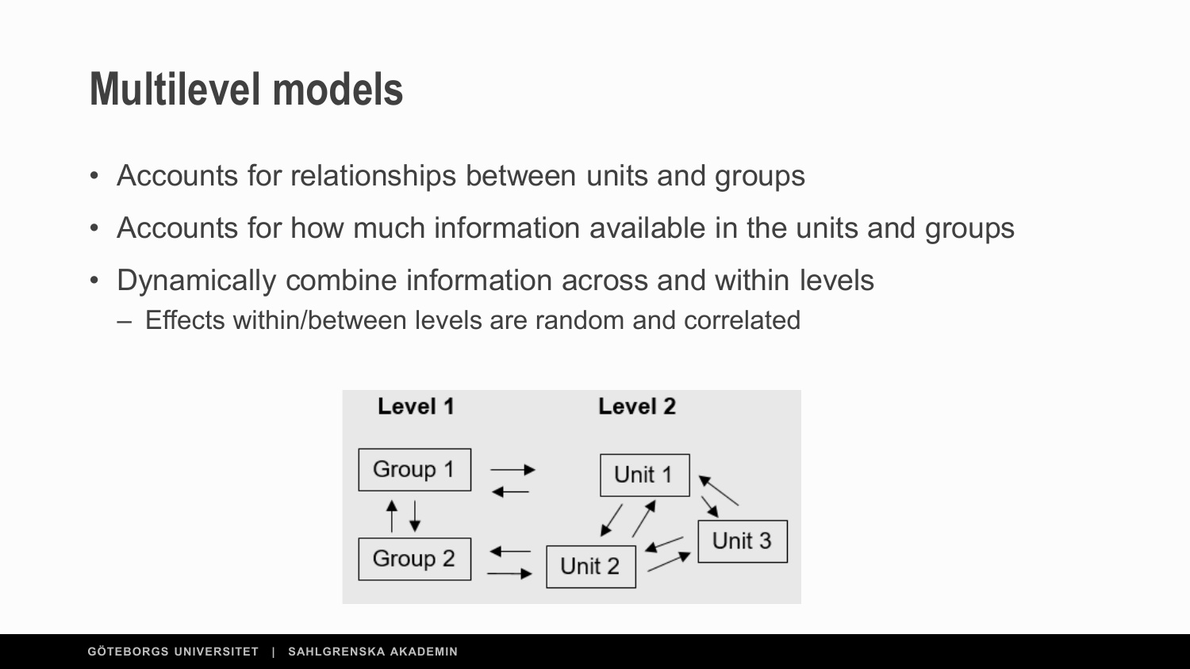# Multilevel models

- Accounts for relationships between units and groups
- Accounts for how much information available in the units and groups
- Dynamically combine information across and within levels
  - Effects within/between levels are random and correlated

Level 1

Group 1

Group 2

Level 2

Unit 1

Unit 2

Unit 3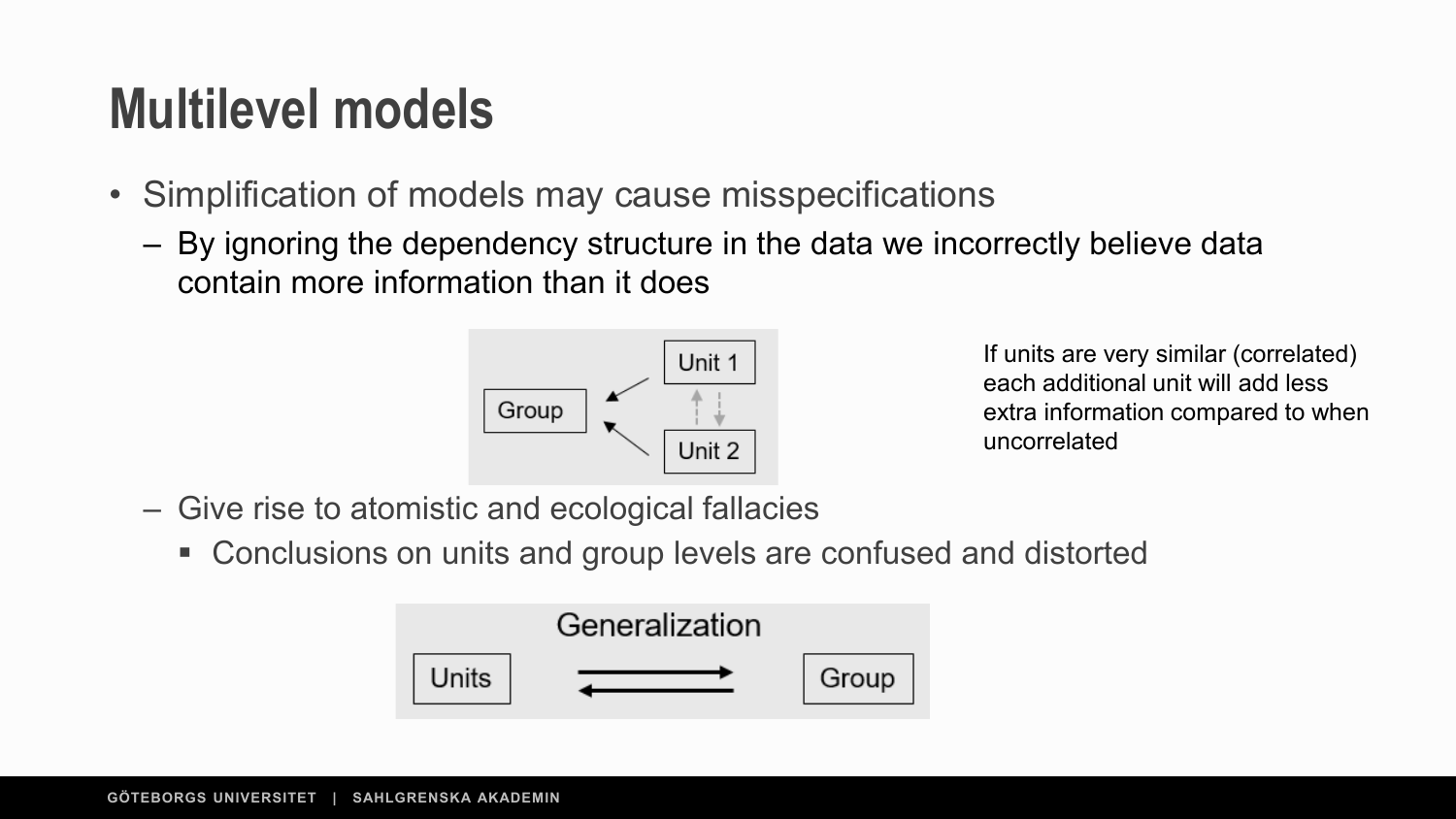# Multilevel models

- Simplification of models may cause misspecifications
  - By ignoring the dependency structure in the data we incorrectly believe data contain more information than it does

Group ← Unit 1, Unit 2

If units are very similar (correlated) each additional unit will add less extra information compared to when uncorrelated

  - Give rise to atomistic and ecological fallacies
    - Conclusions on units and group levels are confused and distorted

Generalization

Units ⇄ Group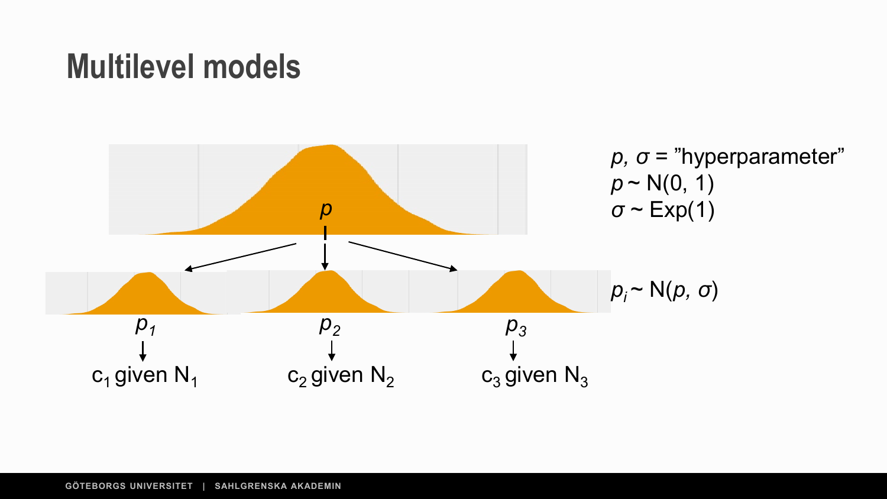# Multilevel models

$p$

$p_1$ $p_2$ $p_3$

$c_1$ given $N_1$

$c_2$ given $N_2$

$c_3$ given $N_3$

$p$, $\sigma$ = ”hyperparameter”

$p \sim N(0, 1)$

$\sigma \sim \text{Exp}(1)$

$p_i \sim N(p, \sigma)$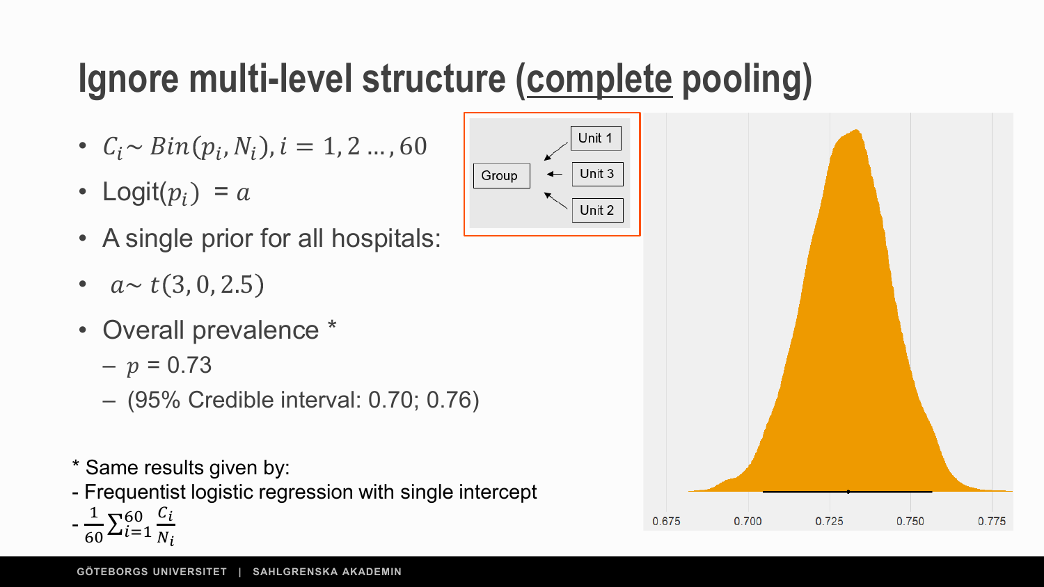# Ignore multi-level structure (<u>complete</u> pooling)

- $C_i \sim Bin(p_i, N_i), i = 1, 2 \ldots, 60$
- Logit($p_i$) = $a$
- A single prior for all hospitals:
- $a \sim t(3, 0, 2.5)$
- Overall prevalence *
  - $p$ = 0.73
  - (95% Credible interval: 0.70; 0.76)

Group ← Unit 1, Unit 3, Unit 2

\* Same results given by:

- Frequentist logistic regression with single intercept
- $\frac{1}{60}\sum_{i=1}^{60}\frac{C_i}{N_i}$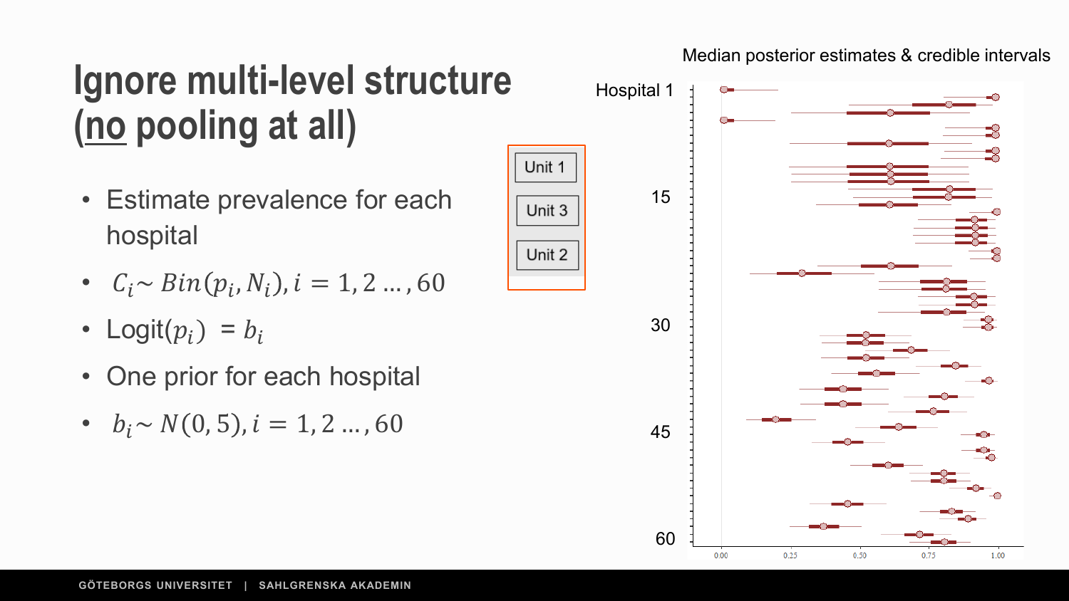# Ignore multi-level structure (no pooling at all)

- Estimate prevalence for each hospital
- $C_i \sim Bin(p_i, N_i), i = 1, 2 \ldots, 60$
- Logit($p_i$) $= b_i$
- One prior for each hospital
- $b_i \sim N(0, 5), i = 1, 2 \ldots, 60$

Unit 1

Unit 3

Unit 2

Median posterior estimates & credible intervals

Hospital 1

15

30

45

60

0.00 0.25 0.50 0.75 1.00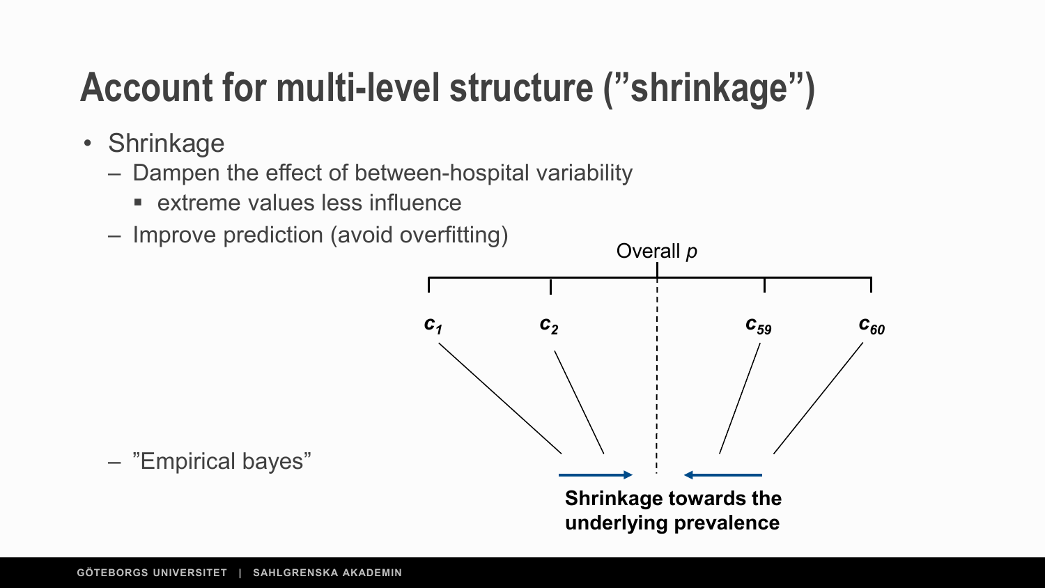# Account for multi-level structure (”shrinkage”)

- Shrinkage
  - Dampen the effect of between-hospital variability
    - extreme values less influence
  - Improve prediction (avoid overfitting)
  - ”Empirical bayes”

Overall $p$

$c_1$ $c_2$ $c_{59}$ $c_{60}$

**Shrinkage towards the underlying prevalence**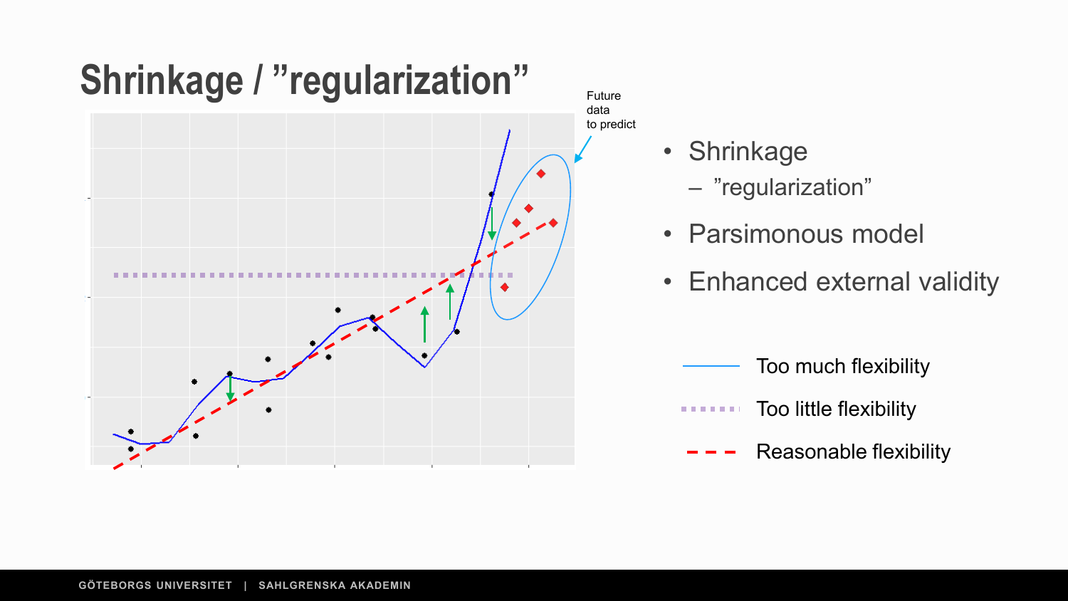# Shrinkage / ”regularization”

Future data to predict

- Shrinkage
  - ”regularization”
- Parsimonous model
- Enhanced external validity

Too much flexibility

Too little flexibility

Reasonable flexibility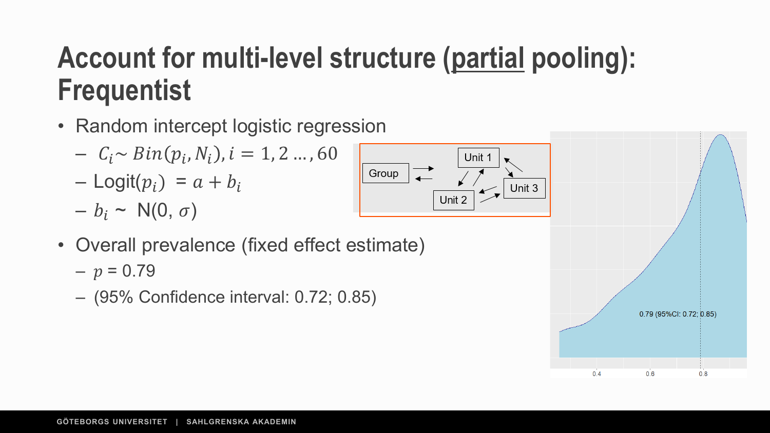# Account for multi-level structure (partial pooling): Frequentist

- Random intercept logistic regression
  - $C_i \sim Bin(p_i, N_i), i = 1, 2 \ldots, 60$
  - $\text{Logit}(p_i) = a + b_i$
  - $b_i \sim N(0, \sigma)$
- Overall prevalence (fixed effect estimate)
  - $p = 0.79$
  - (95% Confidence interval: 0.72; 0.85)

Group
Unit 1
Unit 2
Unit 3

0.79 (95%CI: 0.72; 0.85)

0.4 0.6 0.8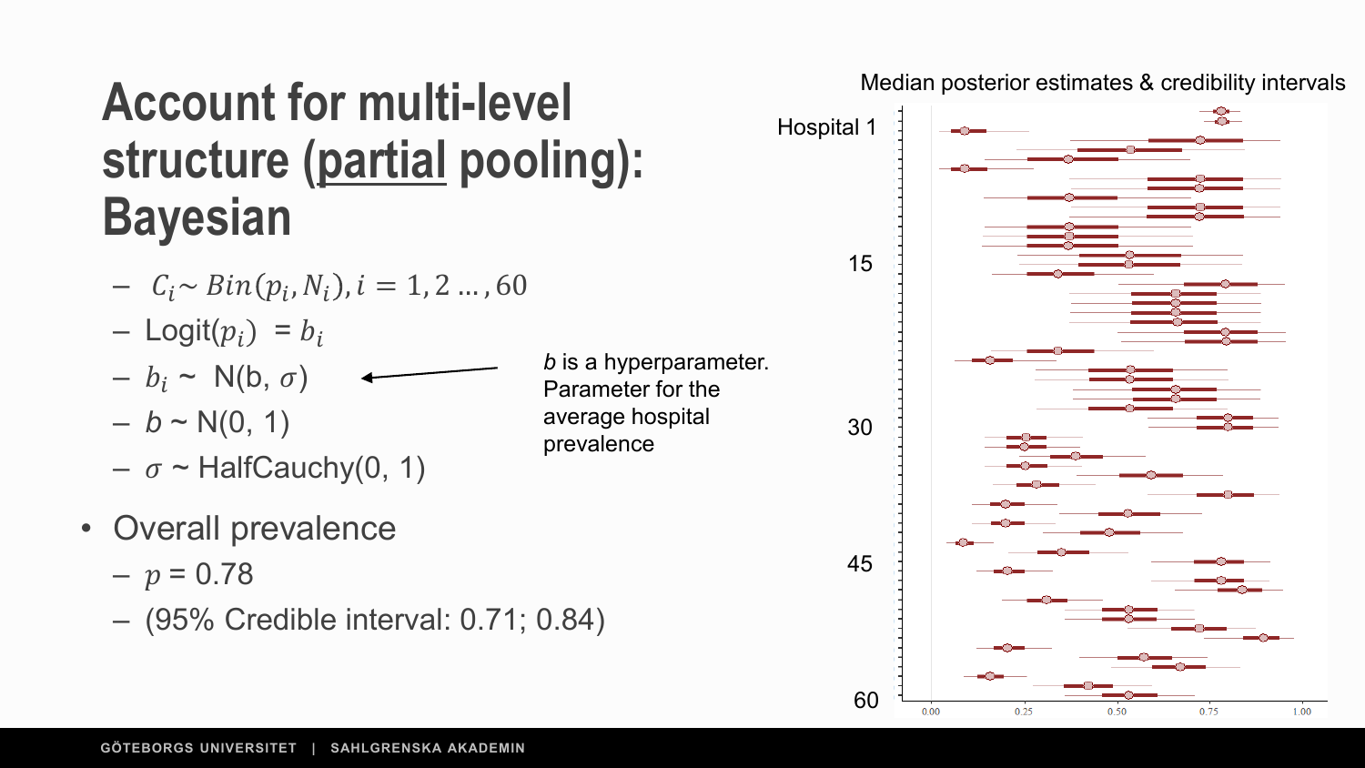# Account for multi-level structure (partial pooling): Bayesian

- $C_i \sim Bin(p_i, N_i), i = 1, 2 \ldots, 60$
- $\text{Logit}(p_i) = b_i$
- $b_i \sim N(b, \sigma)$
- $b \sim N(0, 1)$
- $\sigma \sim \text{HalfCauchy}(0, 1)$

*b* is a hyperparameter. Parameter for the average hospital prevalence

- Overall prevalence
  - $p = 0.78$
  - (95% Credible interval: 0.71; 0.84)

Median posterior estimates & credibility intervals

Hospital 1

15

30

45

60

0.00 0.25 0.50 0.75 1.00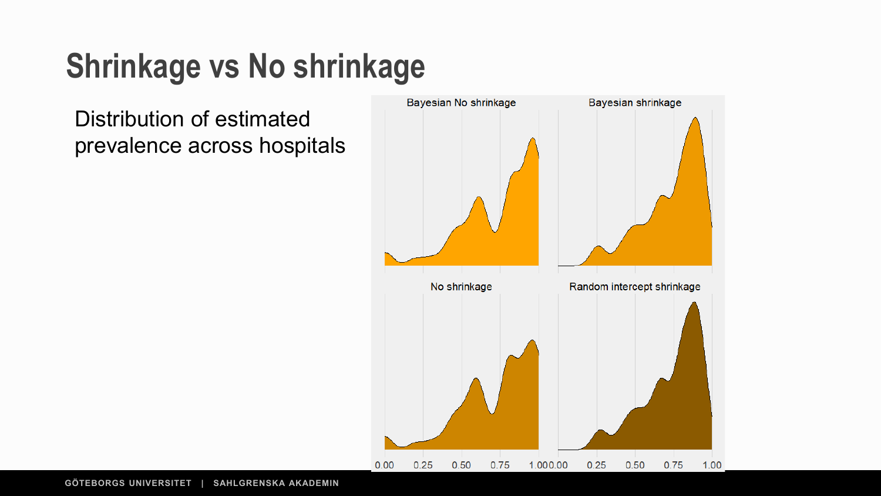# Shrinkage vs No shrinkage

Distribution of estimated prevalence across hospitals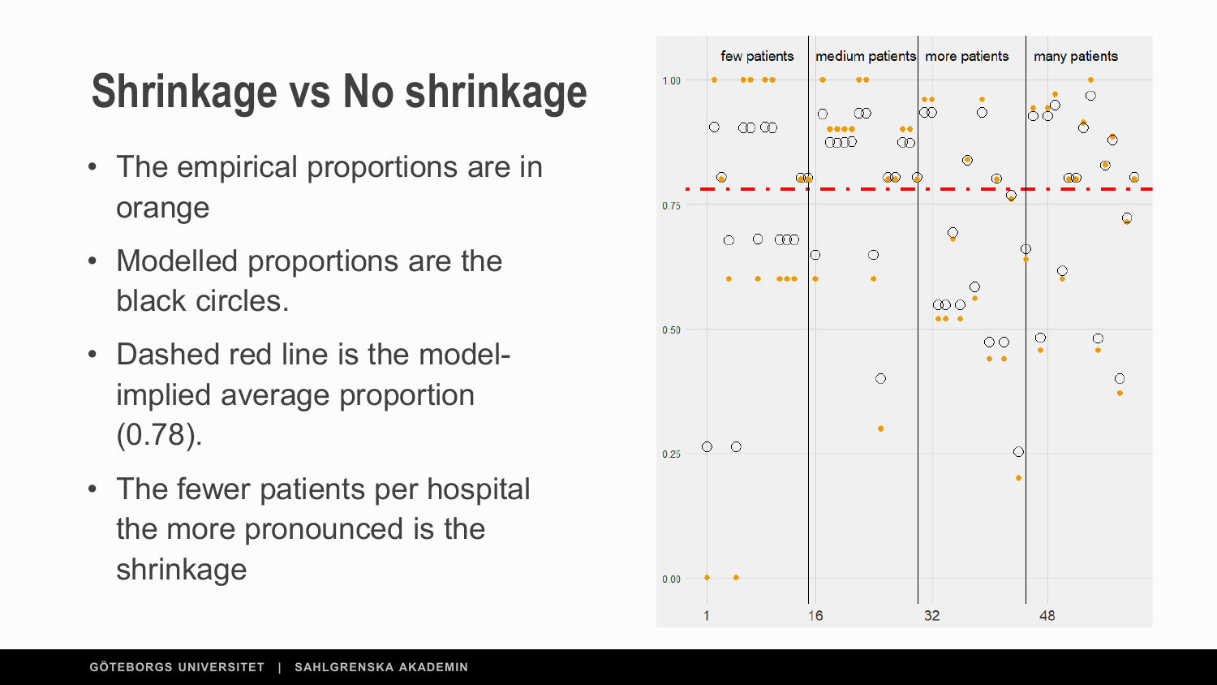# Shrinkage vs No shrinkage

- The empirical proportions are in orange
- Modelled proportions are the black circles.
- Dashed red line is the model-implied average proportion (0.78).
- The fewer patients per hospital the more pronounced is the shrinkage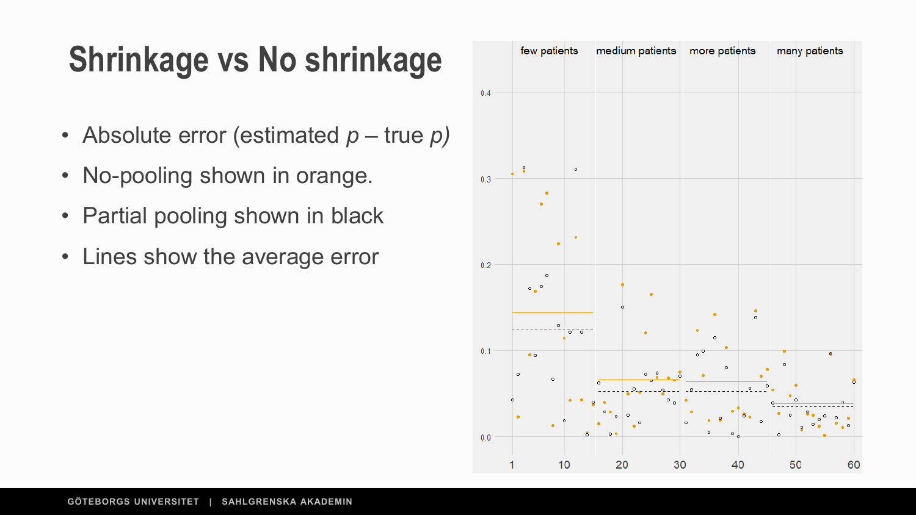# Shrinkage vs No shrinkage

- Absolute error (estimated *p* – true *p*)
- No-pooling shown in orange.
- Partial pooling shown in black
- Lines show the average error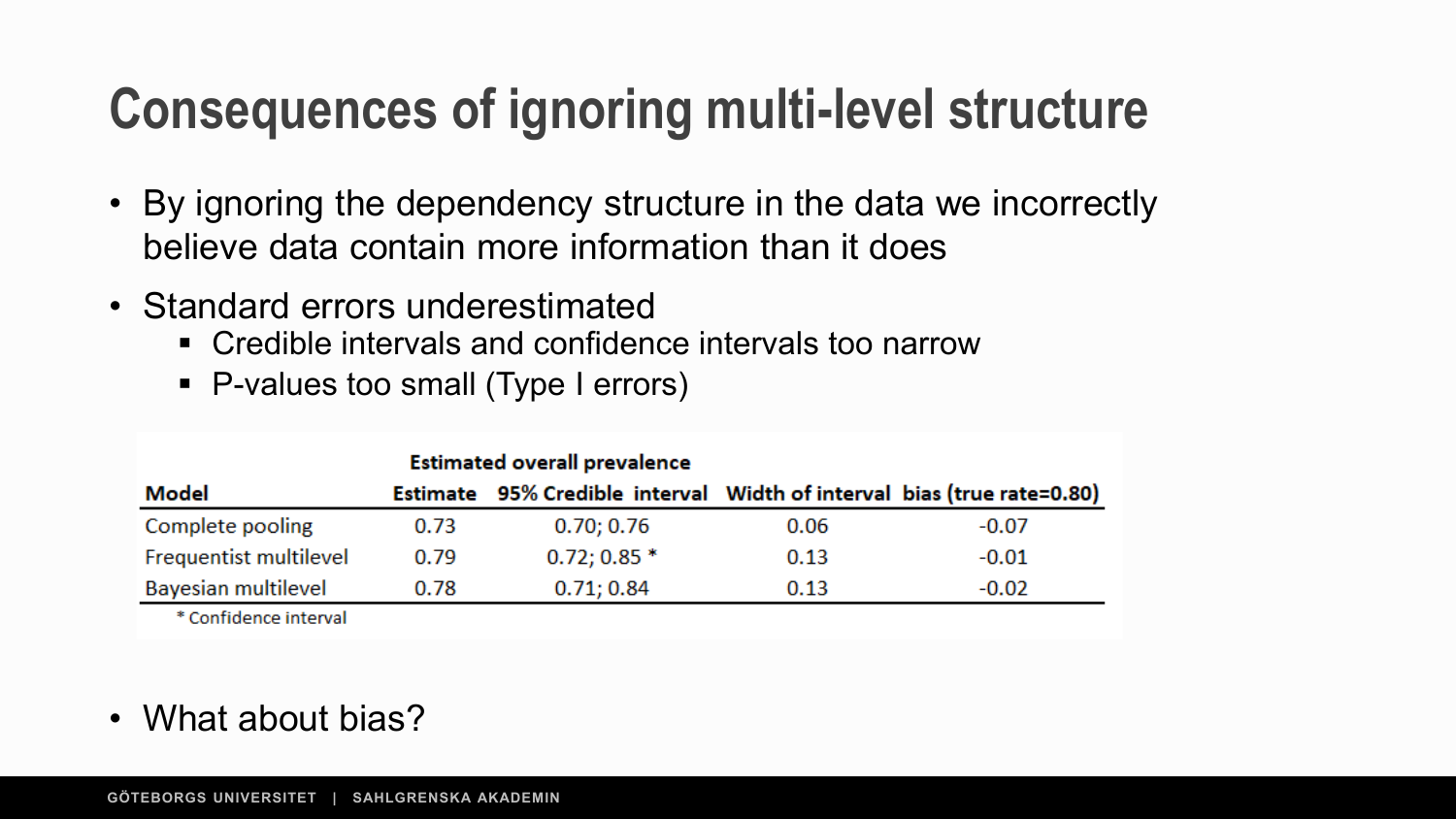# Consequences of ignoring multi-level structure

- By ignoring the dependency structure in the data we incorrectly believe data contain more information than it does
- Standard errors underestimated
  - Credible intervals and confidence intervals too narrow
  - P-values too small (Type I errors)

| | Estimated overall prevalence | | | |
|---|---|---|---|---|
| **Model** | **Estimate** | **95% Credible interval** | **Width of interval** | **bias (true rate=0.80)** |
| Complete pooling | 0.73 | 0.70; 0.76 | 0.06 | -0.07 |
| Frequentist multilevel | 0.79 | 0.72; 0.85 * | 0.13 | -0.01 |
| Bayesian multilevel | 0.78 | 0.71; 0.84 | 0.13 | -0.02 |

\* Confidence interval

- What about bias?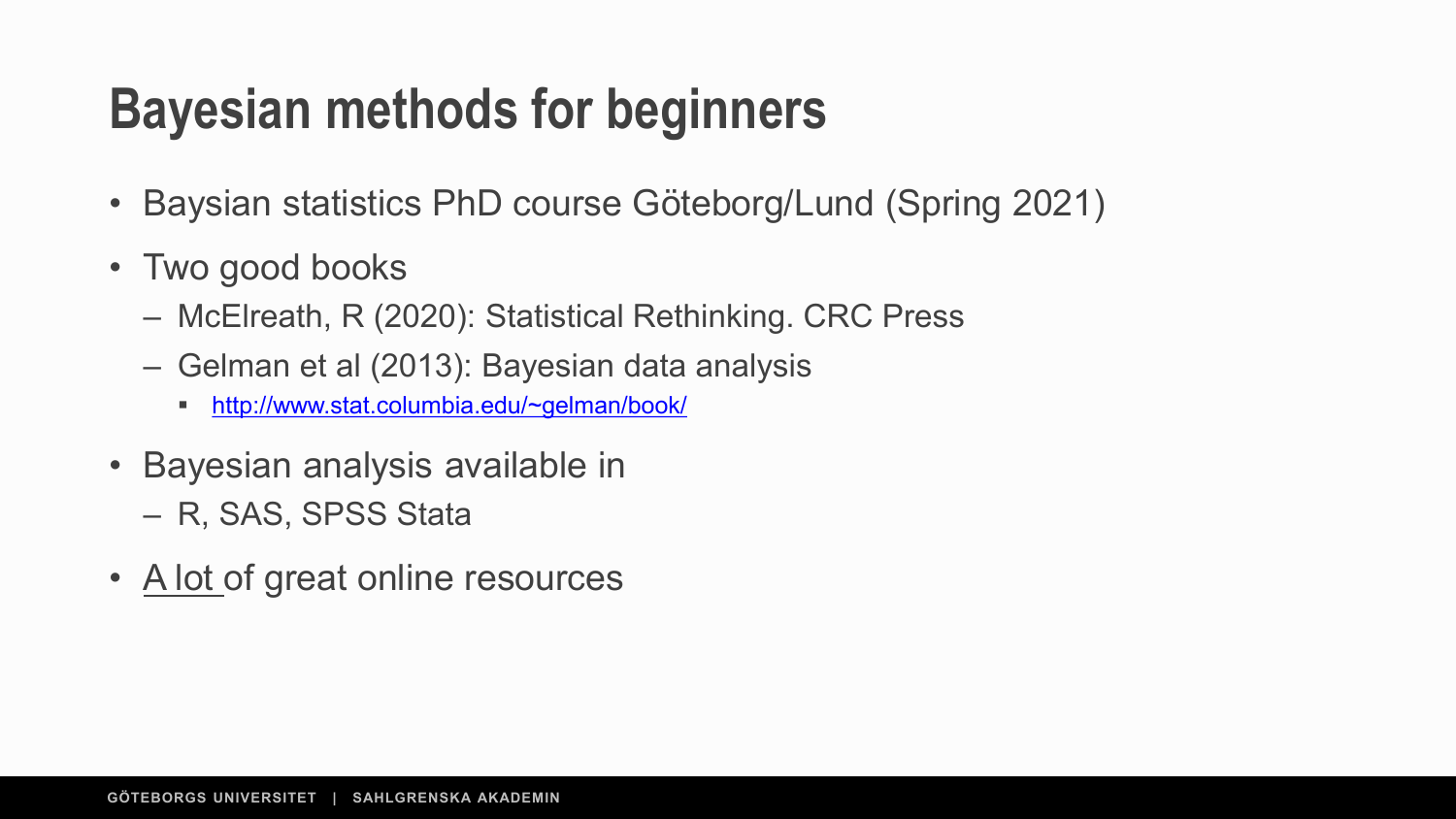# Bayesian methods for beginners

- Baysian statistics PhD course Göteborg/Lund (Spring 2021)
- Two good books
  - McElreath, R (2020): Statistical Rethinking. CRC Press
  - Gelman et al (2013): Bayesian data analysis
    - http://www.stat.columbia.edu/~gelman/book/
- Bayesian analysis available in
  - R, SAS, SPSS Stata
- A lot of great online resources